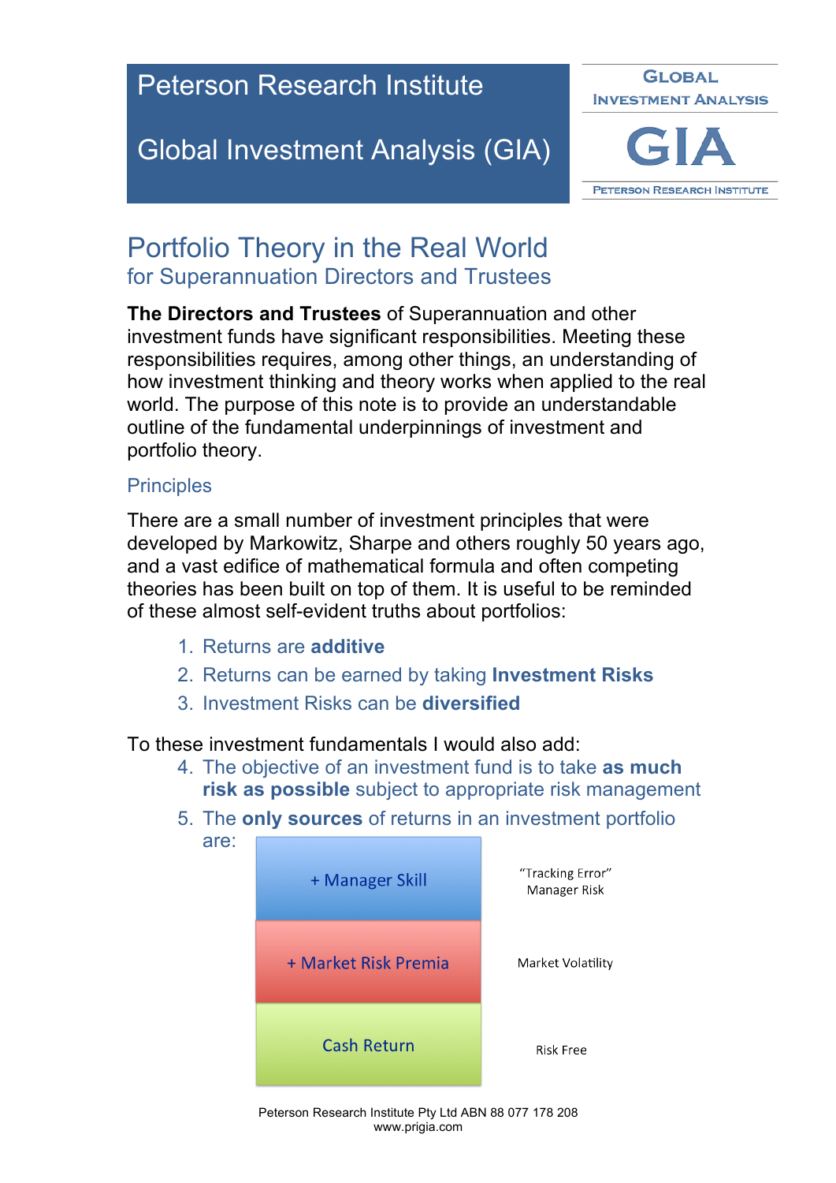Peterson Research Institute

Global Investment Analysis (GIA)

GLOBAL INVESTMENT ANALYSIS

GIA

PETERSON RESEARCH INSTITUTE

# Portfolio Theory in the Real World

## for Superannuation Directors and Trustees

**The Directors and Trustees** of Superannuation and other investment funds have significant responsibilities. Meeting these responsibilities requires, among other things, an understanding of how investment thinking and theory works when applied to the real world. The purpose of this note is to provide an understandable outline of the fundamental underpinnings of investment and portfolio theory.

### Principles

There are a small number of investment principles that were developed by Markowitz, Sharpe and others roughly 50 years ago, and a vast edifice of mathematical formula and often competing theories has been built on top of them. It is useful to be reminded of these almost self-evident truths about portfolios:

1. Returns are **additive**
2. Returns can be earned by taking **Investment Risks**
3. Investment Risks can be **diversified**

To these investment fundamentals I would also add:

4. The objective of an investment fund is to take **as much risk as possible** subject to appropriate risk management
5. The **only sources** of returns in an investment portfolio are:

| Source of return | Risk |
| --- | --- |
| + Manager Skill | "Tracking Error" Manager Risk |
| + Market Risk Premia | Market Volatility |
| Cash Return | Risk Free |

Peterson Research Institute Pty Ltd ABN 88 077 178 208
www.prigia.com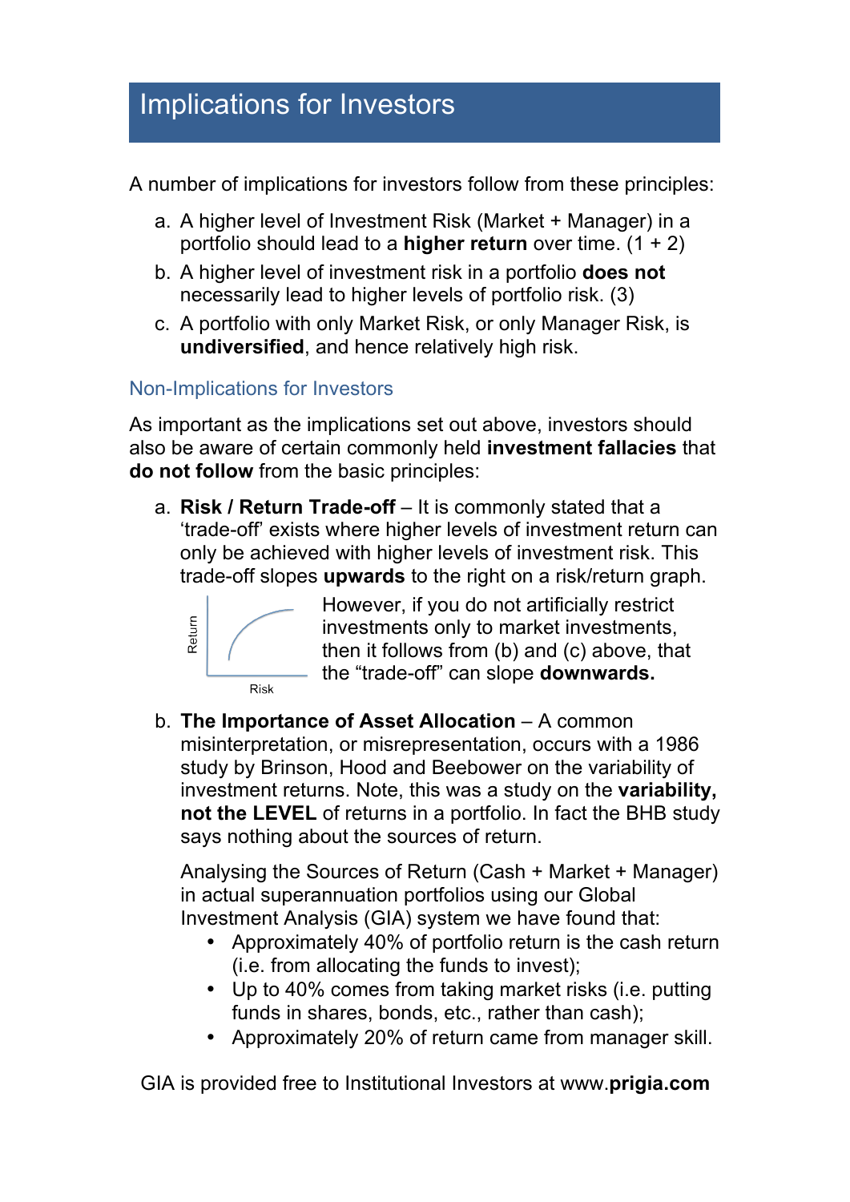# Implications for Investors

A number of implications for investors follow from these principles:

a. A higher level of Investment Risk (Market + Manager) in a portfolio should lead to a **higher return** over time. (1 + 2)
b. A higher level of investment risk in a portfolio **does not** necessarily lead to higher levels of portfolio risk. (3)
c. A portfolio with only Market Risk, or only Manager Risk, is **undiversified**, and hence relatively high risk.

## Non-Implications for Investors

As important as the implications set out above, investors should also be aware of certain commonly held **investment fallacies** that **do not follow** from the basic principles:

a. **Risk / Return Trade-off** – It is commonly stated that a 'trade-off' exists where higher levels of investment return can only be achieved with higher levels of investment risk. This trade-off slopes **upwards** to the right on a risk/return graph.

   Return

   Risk

   However, if you do not artificially restrict investments only to market investments, then it follows from (b) and (c) above, that the "trade-off" can slope **downwards.**

b. **The Importance of Asset Allocation** – A common misinterpretation, or misrepresentation, occurs with a 1986 study by Brinson, Hood and Beebower on the variability of investment returns. Note, this was a study on the **variability, not the LEVEL** of returns in a portfolio. In fact the BHB study says nothing about the sources of return.

   Analysing the Sources of Return (Cash + Market + Manager) in actual superannuation portfolios using our Global Investment Analysis (GIA) system we have found that:
   - Approximately 40% of portfolio return is the cash return (i.e. from allocating the funds to invest);
   - Up to 40% comes from taking market risks (i.e. putting funds in shares, bonds, etc., rather than cash);
   - Approximately 20% of return came from manager skill.

GIA is provided free to Institutional Investors at www.**prigia.com**